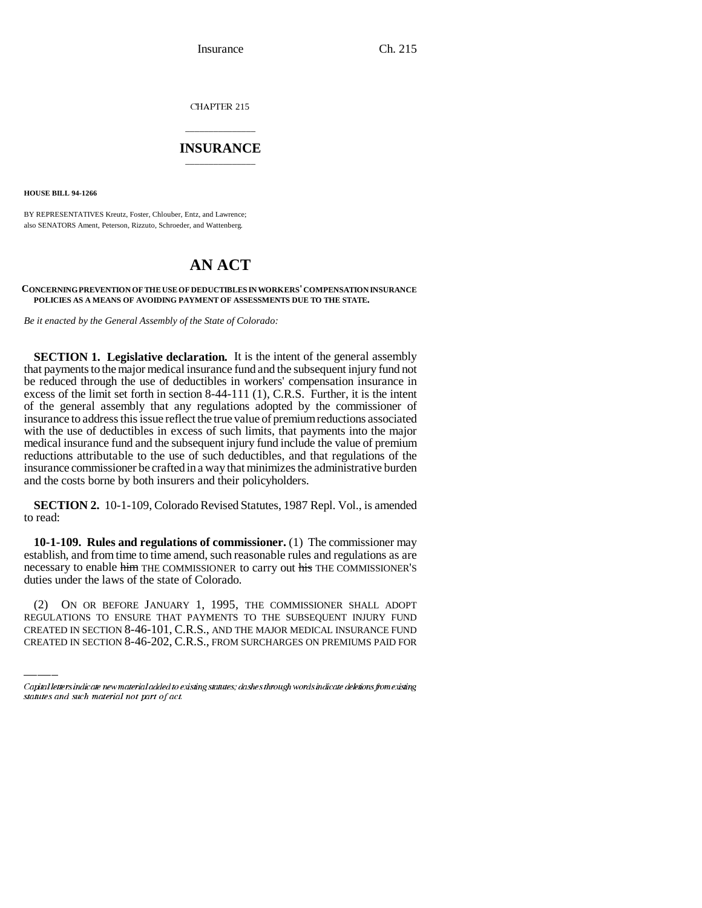CHAPTER 215

## INSURANCE

**HOUSE BILL 94-1266**

BY REPRESENTATIVES Kreutz, Foster, Chlouber, Entz, and Lawrence;
also SENATORS Ament, Peterson, Rizzuto, Schroeder, and Wattenberg.

# AN ACT

**CONCERNING PREVENTION OF THE USE OF DEDUCTIBLES IN WORKERS' COMPENSATION INSURANCE POLICIES AS A MEANS OF AVOIDING PAYMENT OF ASSESSMENTS DUE TO THE STATE.**

*Be it enacted by the General Assembly of the State of Colorado:*

**SECTION 1. Legislative declaration.** It is the intent of the general assembly that payments to the major medical insurance fund and the subsequent injury fund not be reduced through the use of deductibles in workers' compensation insurance in excess of the limit set forth in section 8-44-111 (1), C.R.S. Further, it is the intent of the general assembly that any regulations adopted by the commissioner of insurance to address this issue reflect the true value of premium reductions associated with the use of deductibles in excess of such limits, that payments into the major medical insurance fund and the subsequent injury fund include the value of premium reductions attributable to the use of such deductibles, and that regulations of the insurance commissioner be crafted in a way that minimizes the administrative burden and the costs borne by both insurers and their policyholders.

**SECTION 2.** 10-1-109, Colorado Revised Statutes, 1987 Repl. Vol., is amended to read:

**10-1-109. Rules and regulations of commissioner.** (1) The commissioner may establish, and from time to time amend, such reasonable rules and regulations as are necessary to enable ~~him~~ THE COMMISSIONER to carry out ~~his~~ THE COMMISSIONER'S duties under the laws of the state of Colorado.

(2) ON OR BEFORE JANUARY 1, 1995, THE COMMISSIONER SHALL ADOPT REGULATIONS TO ENSURE THAT PAYMENTS TO THE SUBSEQUENT INJURY FUND CREATED IN SECTION 8-46-101, C.R.S., AND THE MAJOR MEDICAL INSURANCE FUND CREATED IN SECTION 8-46-202, C.R.S., FROM SURCHARGES ON PREMIUMS PAID FOR

*Capital letters indicate new material added to existing statutes; dashes through words indicate deletions from existing statutes and such material not part of act.*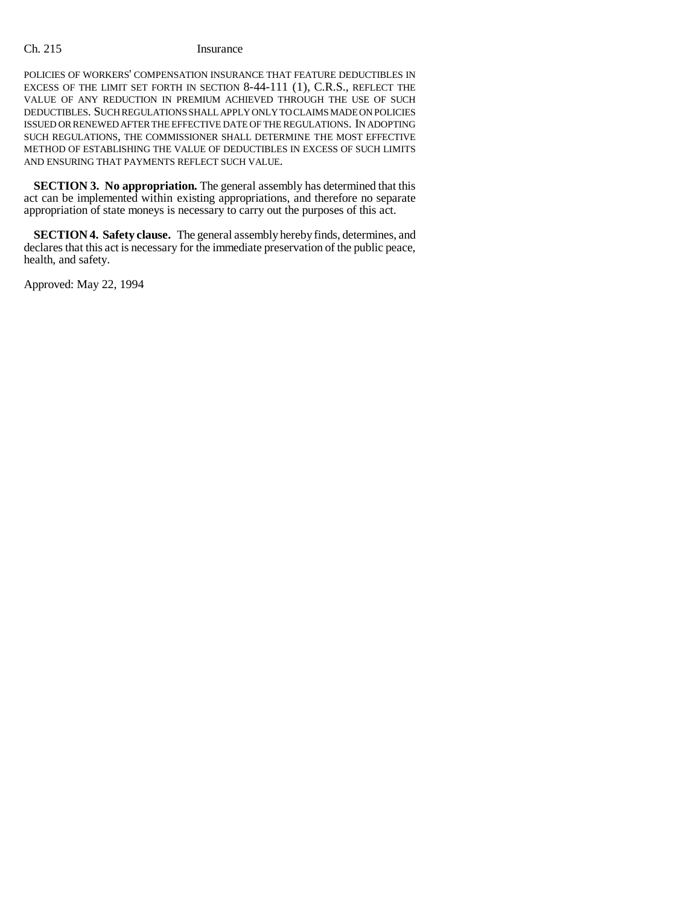POLICIES OF WORKERS' COMPENSATION INSURANCE THAT FEATURE DEDUCTIBLES IN EXCESS OF THE LIMIT SET FORTH IN SECTION 8-44-111 (1), C.R.S., REFLECT THE VALUE OF ANY REDUCTION IN PREMIUM ACHIEVED THROUGH THE USE OF SUCH DEDUCTIBLES. SUCH REGULATIONS SHALL APPLY ONLY TO CLAIMS MADE ON POLICIES ISSUED OR RENEWED AFTER THE EFFECTIVE DATE OF THE REGULATIONS. IN ADOPTING SUCH REGULATIONS, THE COMMISSIONER SHALL DETERMINE THE MOST EFFECTIVE METHOD OF ESTABLISHING THE VALUE OF DEDUCTIBLES IN EXCESS OF SUCH LIMITS AND ENSURING THAT PAYMENTS REFLECT SUCH VALUE.

**SECTION 3. No appropriation.** The general assembly has determined that this act can be implemented within existing appropriations, and therefore no separate appropriation of state moneys is necessary to carry out the purposes of this act.

**SECTION 4. Safety clause.** The general assembly hereby finds, determines, and declares that this act is necessary for the immediate preservation of the public peace, health, and safety.

Approved: May 22, 1994